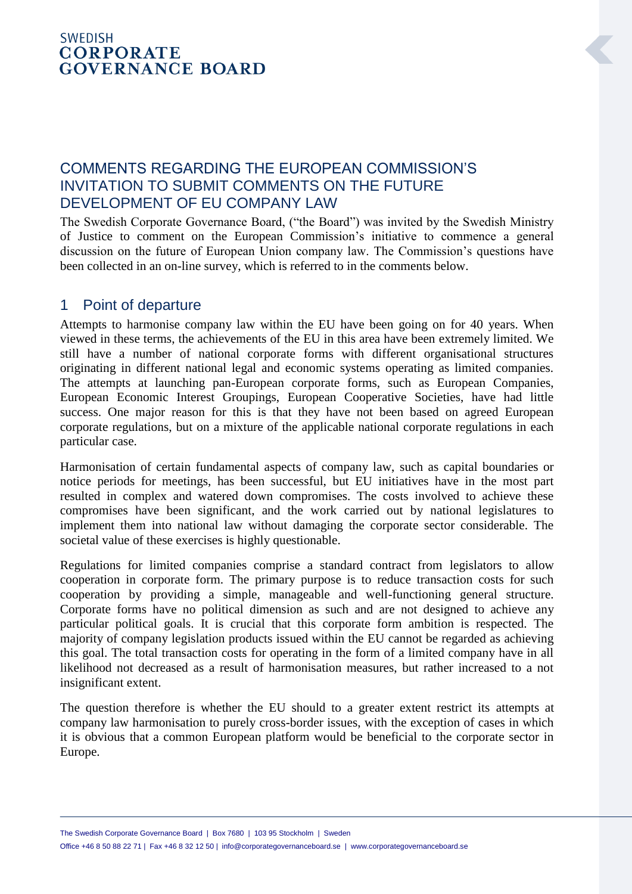SWEDISH
**CORPORATE GOVERNANCE BOARD**

# COMMENTS REGARDING THE EUROPEAN COMMISSION'S INVITATION TO SUBMIT COMMENTS ON THE FUTURE DEVELOPMENT OF EU COMPANY LAW

The Swedish Corporate Governance Board, ("the Board") was invited by the Swedish Ministry of Justice to comment on the European Commission's initiative to commence a general discussion on the future of European Union company law. The Commission's questions have been collected in an on-line survey, which is referred to in the comments below.

## 1 Point of departure

Attempts to harmonise company law within the EU have been going on for 40 years. When viewed in these terms, the achievements of the EU in this area have been extremely limited. We still have a number of national corporate forms with different organisational structures originating in different national legal and economic systems operating as limited companies. The attempts at launching pan-European corporate forms, such as European Companies, European Economic Interest Groupings, European Cooperative Societies, have had little success. One major reason for this is that they have not been based on agreed European corporate regulations, but on a mixture of the applicable national corporate regulations in each particular case.

Harmonisation of certain fundamental aspects of company law, such as capital boundaries or notice periods for meetings, has been successful, but EU initiatives have in the most part resulted in complex and watered down compromises. The costs involved to achieve these compromises have been significant, and the work carried out by national legislatures to implement them into national law without damaging the corporate sector considerable. The societal value of these exercises is highly questionable.

Regulations for limited companies comprise a standard contract from legislators to allow cooperation in corporate form. The primary purpose is to reduce transaction costs for such cooperation by providing a simple, manageable and well-functioning general structure. Corporate forms have no political dimension as such and are not designed to achieve any particular political goals. It is crucial that this corporate form ambition is respected. The majority of company legislation products issued within the EU cannot be regarded as achieving this goal. The total transaction costs for operating in the form of a limited company have in all likelihood not decreased as a result of harmonisation measures, but rather increased to a not insignificant extent.

The question therefore is whether the EU should to a greater extent restrict its attempts at company law harmonisation to purely cross-border issues, with the exception of cases in which it is obvious that a common European platform would be beneficial to the corporate sector in Europe.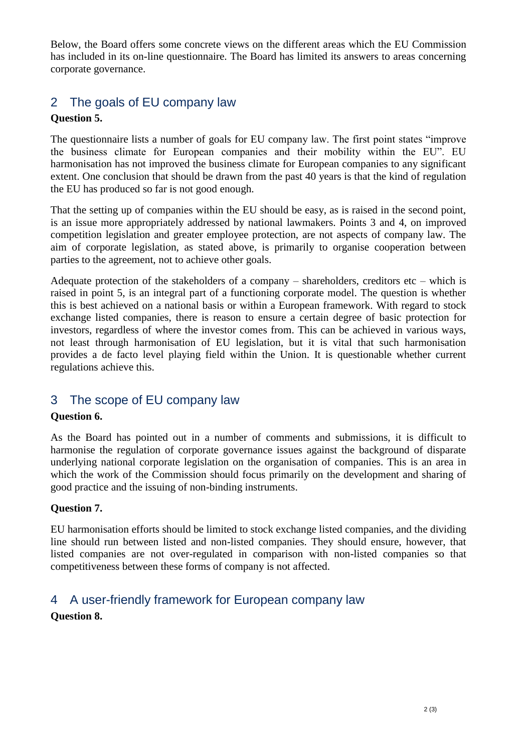Below, the Board offers some concrete views on the different areas which the EU Commission has included in its on-line questionnaire. The Board has limited its answers to areas concerning corporate governance.

## 2 The goals of EU company law

**Question 5.**

The questionnaire lists a number of goals for EU company law. The first point states "improve the business climate for European companies and their mobility within the EU". EU harmonisation has not improved the business climate for European companies to any significant extent. One conclusion that should be drawn from the past 40 years is that the kind of regulation the EU has produced so far is not good enough.

That the setting up of companies within the EU should be easy, as is raised in the second point, is an issue more appropriately addressed by national lawmakers. Points 3 and 4, on improved competition legislation and greater employee protection, are not aspects of company law. The aim of corporate legislation, as stated above, is primarily to organise cooperation between parties to the agreement, not to achieve other goals.

Adequate protection of the stakeholders of a company – shareholders, creditors etc – which is raised in point 5, is an integral part of a functioning corporate model. The question is whether this is best achieved on a national basis or within a European framework. With regard to stock exchange listed companies, there is reason to ensure a certain degree of basic protection for investors, regardless of where the investor comes from. This can be achieved in various ways, not least through harmonisation of EU legislation, but it is vital that such harmonisation provides a de facto level playing field within the Union. It is questionable whether current regulations achieve this.

## 3 The scope of EU company law

**Question 6.**

As the Board has pointed out in a number of comments and submissions, it is difficult to harmonise the regulation of corporate governance issues against the background of disparate underlying national corporate legislation on the organisation of companies. This is an area in which the work of the Commission should focus primarily on the development and sharing of good practice and the issuing of non-binding instruments.

**Question 7.**

EU harmonisation efforts should be limited to stock exchange listed companies, and the dividing line should run between listed and non-listed companies. They should ensure, however, that listed companies are not over-regulated in comparison with non-listed companies so that competitiveness between these forms of company is not affected.

## 4 A user-friendly framework for European company law

**Question 8.**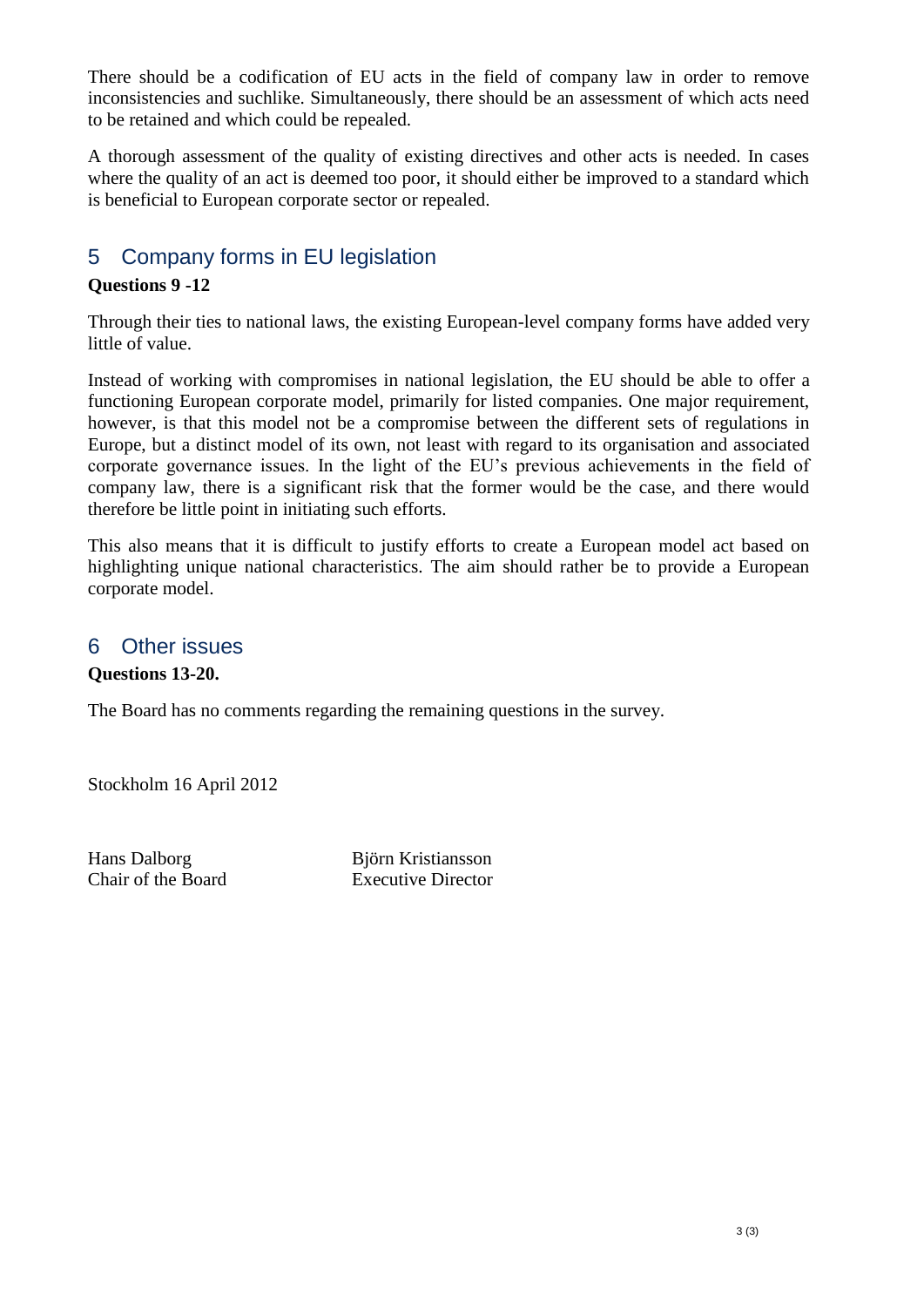There should be a codification of EU acts in the field of company law in order to remove inconsistencies and suchlike. Simultaneously, there should be an assessment of which acts need to be retained and which could be repealed.

A thorough assessment of the quality of existing directives and other acts is needed. In cases where the quality of an act is deemed too poor, it should either be improved to a standard which is beneficial to European corporate sector or repealed.

## 5 Company forms in EU legislation

**Questions 9 -12**

Through their ties to national laws, the existing European-level company forms have added very little of value.

Instead of working with compromises in national legislation, the EU should be able to offer a functioning European corporate model, primarily for listed companies. One major requirement, however, is that this model not be a compromise between the different sets of regulations in Europe, but a distinct model of its own, not least with regard to its organisation and associated corporate governance issues. In the light of the EU's previous achievements in the field of company law, there is a significant risk that the former would be the case, and there would therefore be little point in initiating such efforts.

This also means that it is difficult to justify efforts to create a European model act based on highlighting unique national characteristics. The aim should rather be to provide a European corporate model.

## 6 Other issues

**Questions 13-20.**

The Board has no comments regarding the remaining questions in the survey.

Stockholm 16 April 2012

Hans Dalborg
Chair of the Board

Björn Kristiansson
Executive Director